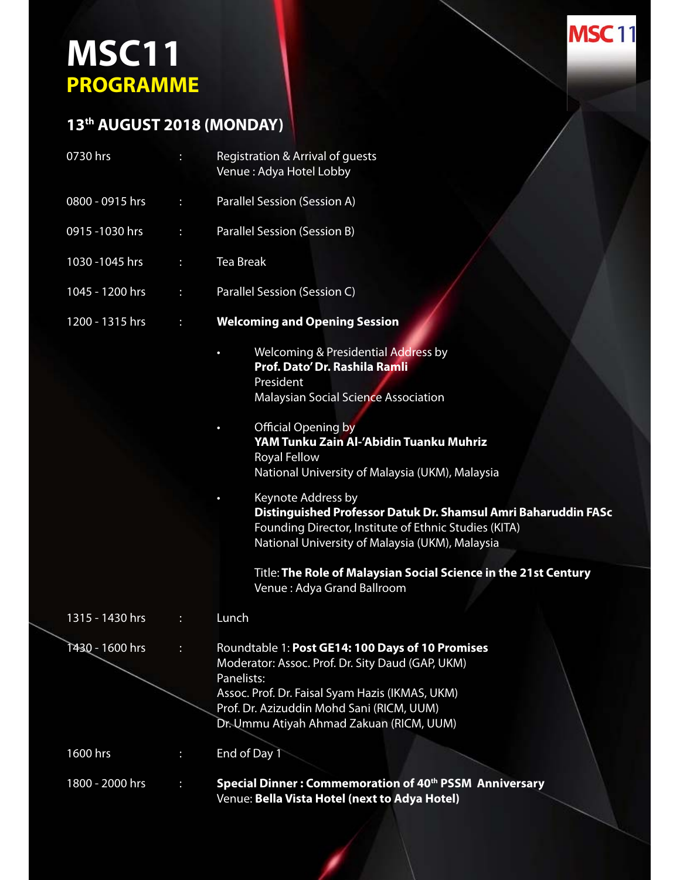# MSC11

## PROGRAMME

MSC11

### 13th AUGUST 2018 (MONDAY)

| | | |
|---|---|---|
| 0730 hrs | : | Registration & Arrival of guests<br>Venue : Adya Hotel Lobby |
| 0800 - 0915 hrs | : | Parallel Session (Session A) |
| 0915 -1030 hrs | : | Parallel Session (Session B) |
| 1030 -1045 hrs | : | Tea Break |
| 1045 - 1200 hrs | : | Parallel Session (Session C) |
| 1200 - 1315 hrs | : | **Welcoming and Opening Session** |

- Welcoming & Presidential Address by
  **Prof. Dato' Dr. Rashila Ramli**
  President
  Malaysian Social Science Association

- Official Opening by
  **YAM Tunku Zain Al-'Abidin Tuanku Muhriz**
  Royal Fellow
  National University of Malaysia (UKM), Malaysia

- Keynote Address by
  **Distinguished Professor Datuk Dr. Shamsul Amri Baharuddin FASc**
  Founding Director, Institute of Ethnic Studies (KITA)
  National University of Malaysia (UKM), Malaysia

  Title: **The Role of Malaysian Social Science in the 21st Century**
  Venue : Adya Grand Ballroom

| | | |
|---|---|---|
| 1315 - 1430 hrs | : | Lunch |
| 1430 - 1600 hrs | : | Roundtable 1: **Post GE14: 100 Days of 10 Promises**<br>Moderator: Assoc. Prof. Dr. Sity Daud (GAP, UKM)<br>Panelists:<br>Assoc. Prof. Dr. Faisal Syam Hazis (IKMAS, UKM)<br>Prof. Dr. Azizuddin Mohd Sani (RICM, UUM)<br>Dr. Ummu Atiyah Ahmad Zakuan (RICM, UUM) |
| 1600 hrs | : | End of Day 1 |
| 1800 - 2000 hrs | : | **Special Dinner : Commemoration of 40th PSSM Anniversary**<br>Venue: **Bella Vista Hotel (next to Adya Hotel)** |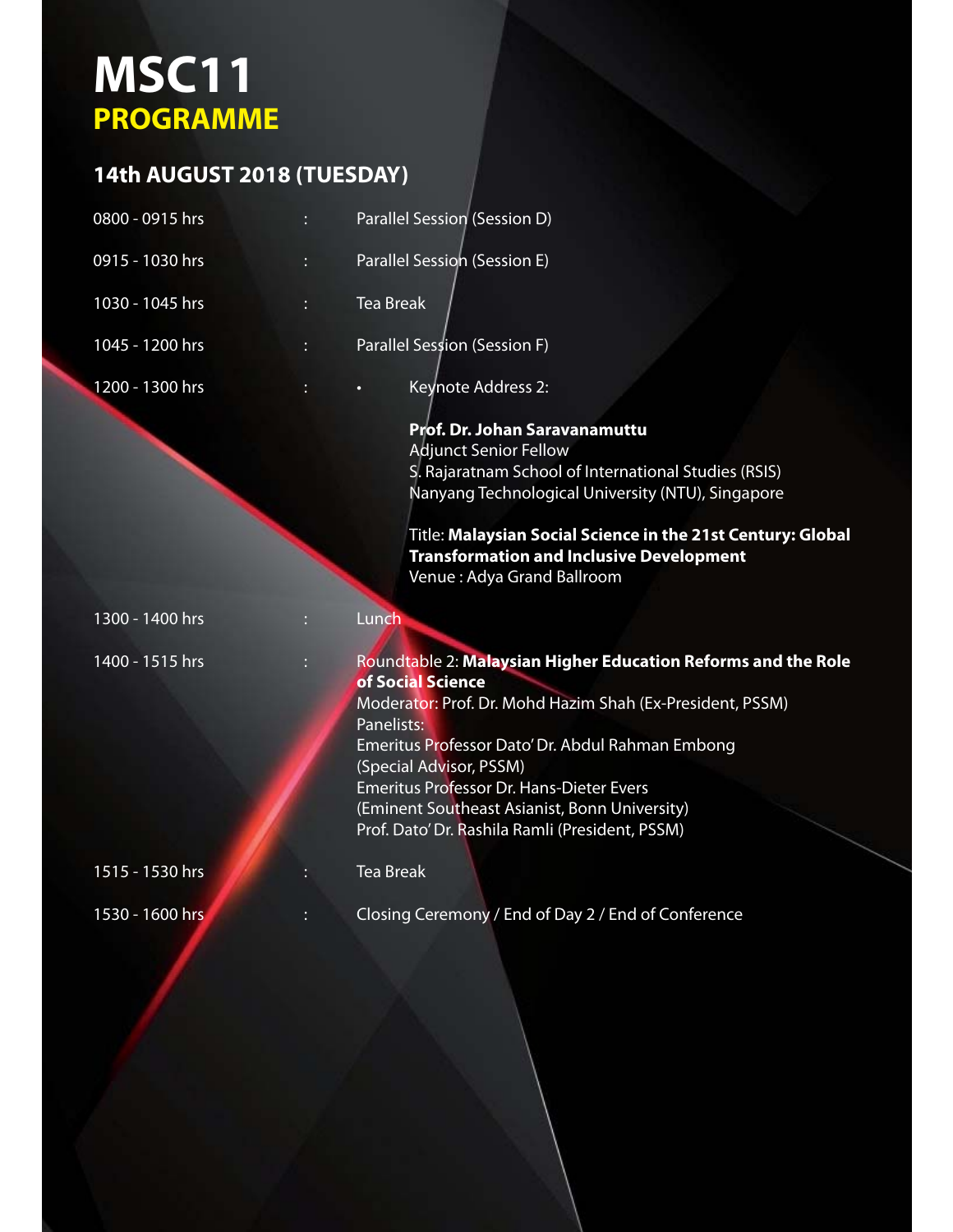# MSC11
## PROGRAMME

### 14th AUGUST 2018 (TUESDAY)

| | | |
|---|---|---|
| 0800 - 0915 hrs | : | Parallel Session (Session D) |
| 0915 - 1030 hrs | : | Parallel Session (Session E) |
| 1030 - 1045 hrs | : | Tea Break |
| 1045 - 1200 hrs | : | Parallel Session (Session F) |
| 1200 - 1300 hrs | : | • Keynote Address 2:<br><br>**Prof. Dr. Johan Saravanamuttu**<br>Adjunct Senior Fellow<br>S. Rajaratnam School of International Studies (RSIS)<br>Nanyang Technological University (NTU), Singapore<br><br>Title: **Malaysian Social Science in the 21st Century: Global Transformation and Inclusive Development**<br>Venue : Adya Grand Ballroom |
| 1300 - 1400 hrs | : | Lunch |
| 1400 - 1515 hrs | : | Roundtable 2: **Malaysian Higher Education Reforms and the Role of Social Science**<br>Moderator: Prof. Dr. Mohd Hazim Shah (Ex-President, PSSM)<br>Panelists:<br>Emeritus Professor Dato' Dr. Abdul Rahman Embong (Special Advisor, PSSM)<br>Emeritus Professor Dr. Hans-Dieter Evers (Eminent Southeast Asianist, Bonn University)<br>Prof. Dato' Dr. Rashila Ramli (President, PSSM) |
| 1515 - 1530 hrs | : | Tea Break |
| 1530 - 1600 hrs | : | Closing Ceremony / End of Day 2 / End of Conference |